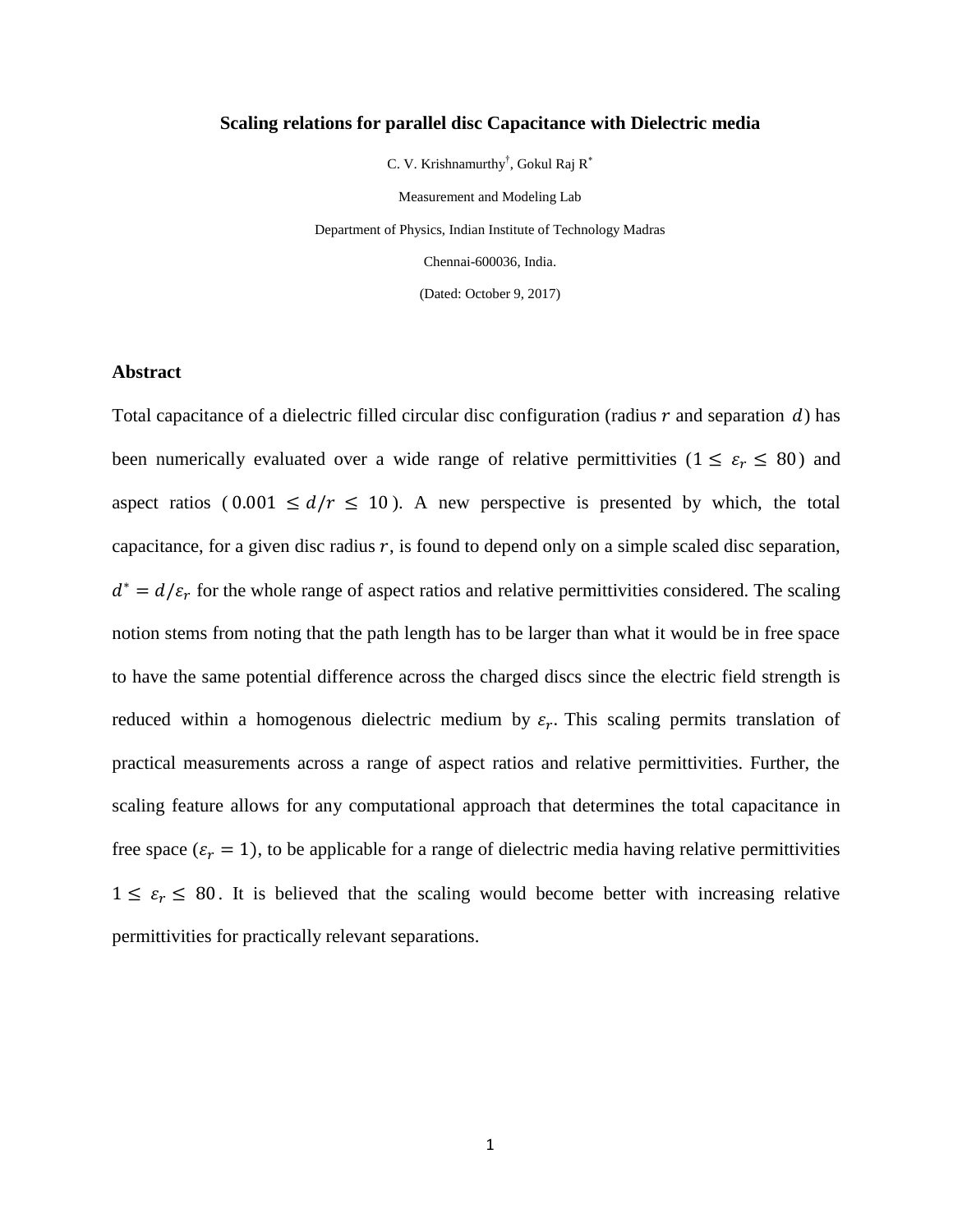# Scaling relations for parallel disc Capacitance with Dielectric media

C. V. Krishnamurthy[†], Gokul Raj R[*]

Measurement and Modeling Lab

Department of Physics, Indian Institute of Technology Madras

Chennai-600036, India.

(Dated: October 9, 2017)

## Abstract

Total capacitance of a dielectric filled circular disc configuration (radius $r$ and separation $d$) has been numerically evaluated over a wide range of relative permittivities ($1 \leq \varepsilon_r \leq 80$) and aspect ratios ($0.001 \leq d/r \leq 10$). A new perspective is presented by which, the total capacitance, for a given disc radius $r$, is found to depend only on a simple scaled disc separation, $d^* = d/\varepsilon_r$ for the whole range of aspect ratios and relative permittivities considered. The scaling notion stems from noting that the path length has to be larger than what it would be in free space to have the same potential difference across the charged discs since the electric field strength is reduced within a homogenous dielectric medium by $\varepsilon_r$. This scaling permits translation of practical measurements across a range of aspect ratios and relative permittivities. Further, the scaling feature allows for any computational approach that determines the total capacitance in free space ($\varepsilon_r = 1$), to be applicable for a range of dielectric media having relative permittivities $1 \leq \varepsilon_r \leq 80$. It is believed that the scaling would become better with increasing relative permittivities for practically relevant separations.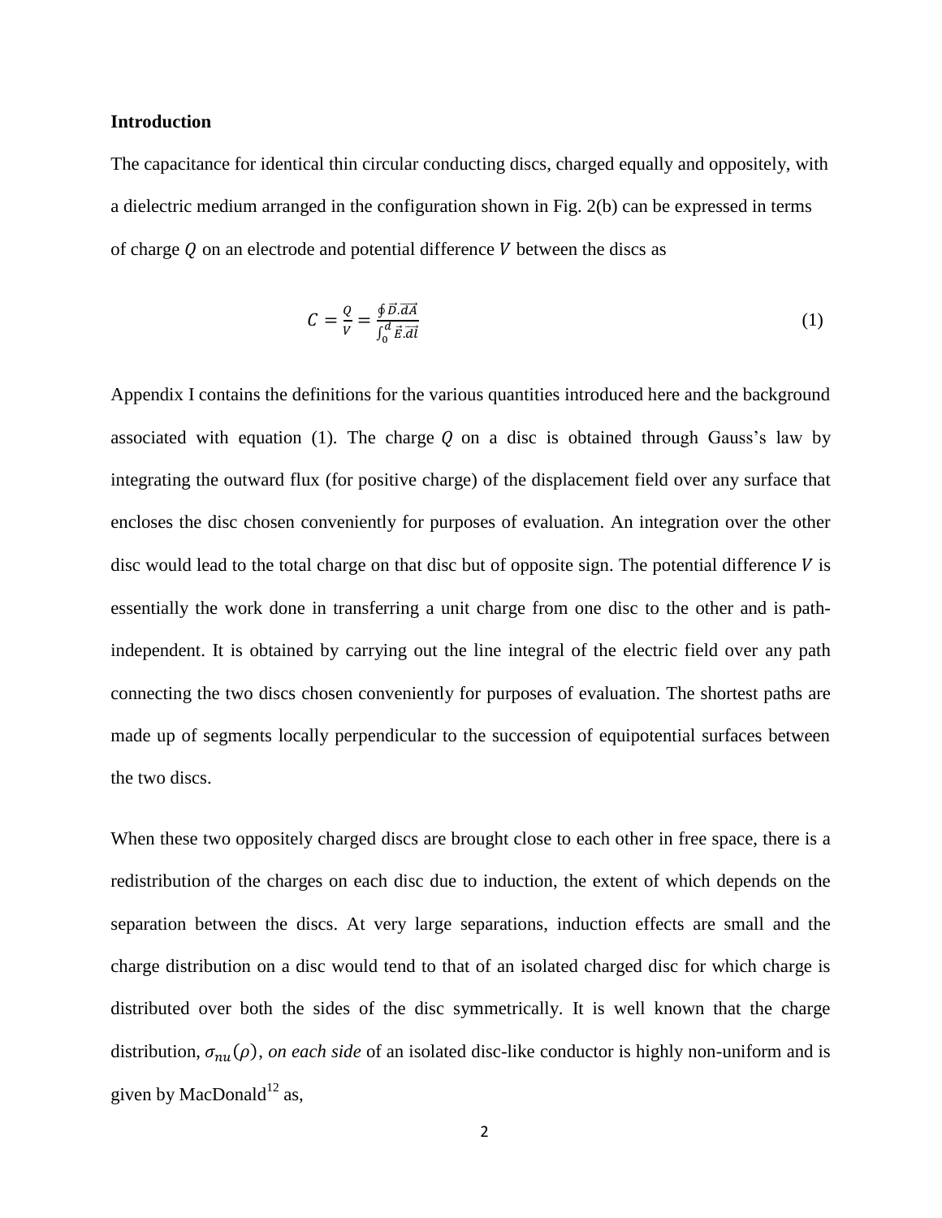### Introduction

The capacitance for identical thin circular conducting discs, charged equally and oppositely, with a dielectric medium arranged in the configuration shown in Fig. 2(b) can be expressed in terms of charge $Q$ on an electrode and potential difference $V$ between the discs as

$$C = \frac{Q}{V} = \frac{\oint \vec{D}.\vec{dA}}{\int_0^d \vec{E}.\vec{dl}} \tag{1}$$

Appendix I contains the definitions for the various quantities introduced here and the background associated with equation (1). The charge $Q$ on a disc is obtained through Gauss's law by integrating the outward flux (for positive charge) of the displacement field over any surface that encloses the disc chosen conveniently for purposes of evaluation. An integration over the other disc would lead to the total charge on that disc but of opposite sign. The potential difference $V$ is essentially the work done in transferring a unit charge from one disc to the other and is path-independent. It is obtained by carrying out the line integral of the electric field over any path connecting the two discs chosen conveniently for purposes of evaluation. The shortest paths are made up of segments locally perpendicular to the succession of equipotential surfaces between the two discs.

When these two oppositely charged discs are brought close to each other in free space, there is a redistribution of the charges on each disc due to induction, the extent of which depends on the separation between the discs. At very large separations, induction effects are small and the charge distribution on a disc would tend to that of an isolated charged disc for which charge is distributed over both the sides of the disc symmetrically. It is well known that the charge distribution, $\sigma_{nu}(\rho)$, *on each side* of an isolated disc-like conductor is highly non-uniform and is given by MacDonald[12] as,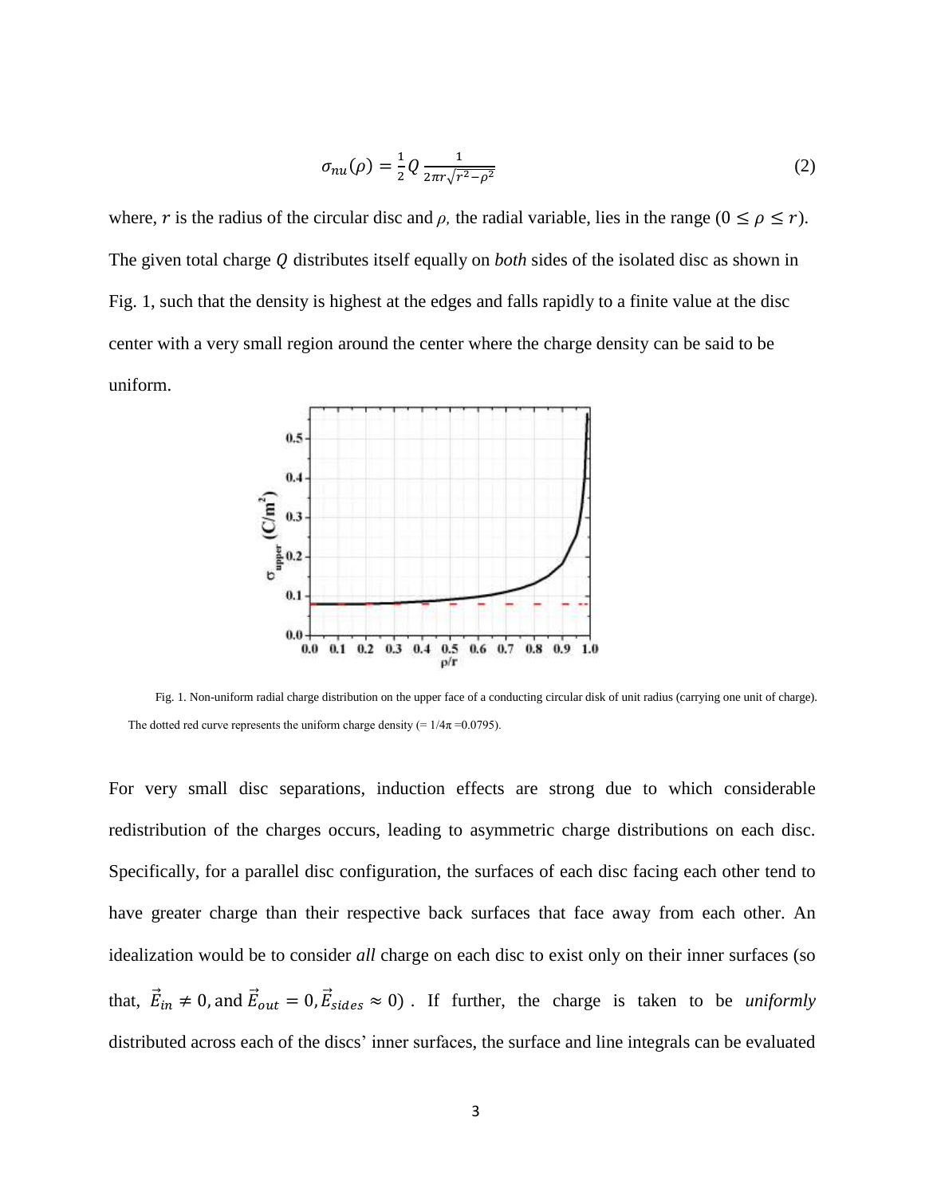$$\sigma_{nu}(\rho) = \frac{1}{2} Q \frac{1}{2\pi r \sqrt{r^2 - \rho^2}} \tag{2}$$

where, $r$ is the radius of the circular disc and $\rho$, the radial variable, lies in the range $(0 \leq \rho \leq r)$. The given total charge $Q$ distributes itself equally on *both* sides of the isolated disc as shown in Fig. 1, such that the density is highest at the edges and falls rapidly to a finite value at the disc center with a very small region around the center where the charge density can be said to be uniform.

Fig. 1. Non-uniform radial charge distribution on the upper face of a conducting circular disk of unit radius (carrying one unit of charge). The dotted red curve represents the uniform charge density (= $1/4\pi$ =0.0795).

For very small disc separations, induction effects are strong due to which considerable redistribution of the charges occurs, leading to asymmetric charge distributions on each disc. Specifically, for a parallel disc configuration, the surfaces of each disc facing each other tend to have greater charge than their respective back surfaces that face away from each other. An idealization would be to consider *all* charge on each disc to exist only on their inner surfaces (so that, $\vec{E}_{in} \neq 0$, and $\vec{E}_{out} = 0, \vec{E}_{sides} \approx 0$) . If further, the charge is taken to be *uniformly* distributed across each of the discs' inner surfaces, the surface and line integrals can be evaluated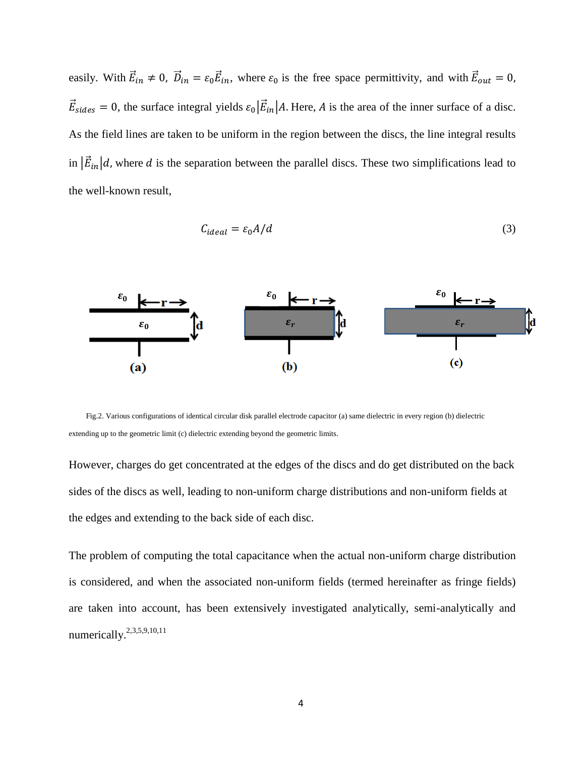easily. With $\vec{E}_{in} \neq 0$, $\vec{D}_{in} = \varepsilon_0 \vec{E}_{in}$, where $\varepsilon_0$ is the free space permittivity, and with $\vec{E}_{out} = 0$, $\vec{E}_{sides} = 0$, the surface integral yields $\varepsilon_0 |\vec{E}_{in}| A$. Here, $A$ is the area of the inner surface of a disc. As the field lines are taken to be uniform in the region between the discs, the line integral results in $|\vec{E}_{in}| d$, where $d$ is the separation between the parallel discs. These two simplifications lead to the well-known result,

$$C_{ideal} = \varepsilon_0 A/d \tag{3}$$

Fig.2. Various configurations of identical circular disk parallel electrode capacitor (a) same dielectric in every region (b) dielectric extending up to the geometric limit (c) dielectric extending beyond the geometric limits.

However, charges do get concentrated at the edges of the discs and do get distributed on the back sides of the discs as well, leading to non-uniform charge distributions and non-uniform fields at the edges and extending to the back side of each disc.

The problem of computing the total capacitance when the actual non-uniform charge distribution is considered, and when the associated non-uniform fields (termed hereinafter as fringe fields) are taken into account, has been extensively investigated analytically, semi-analytically and numerically.[2,3,5,9,10,11]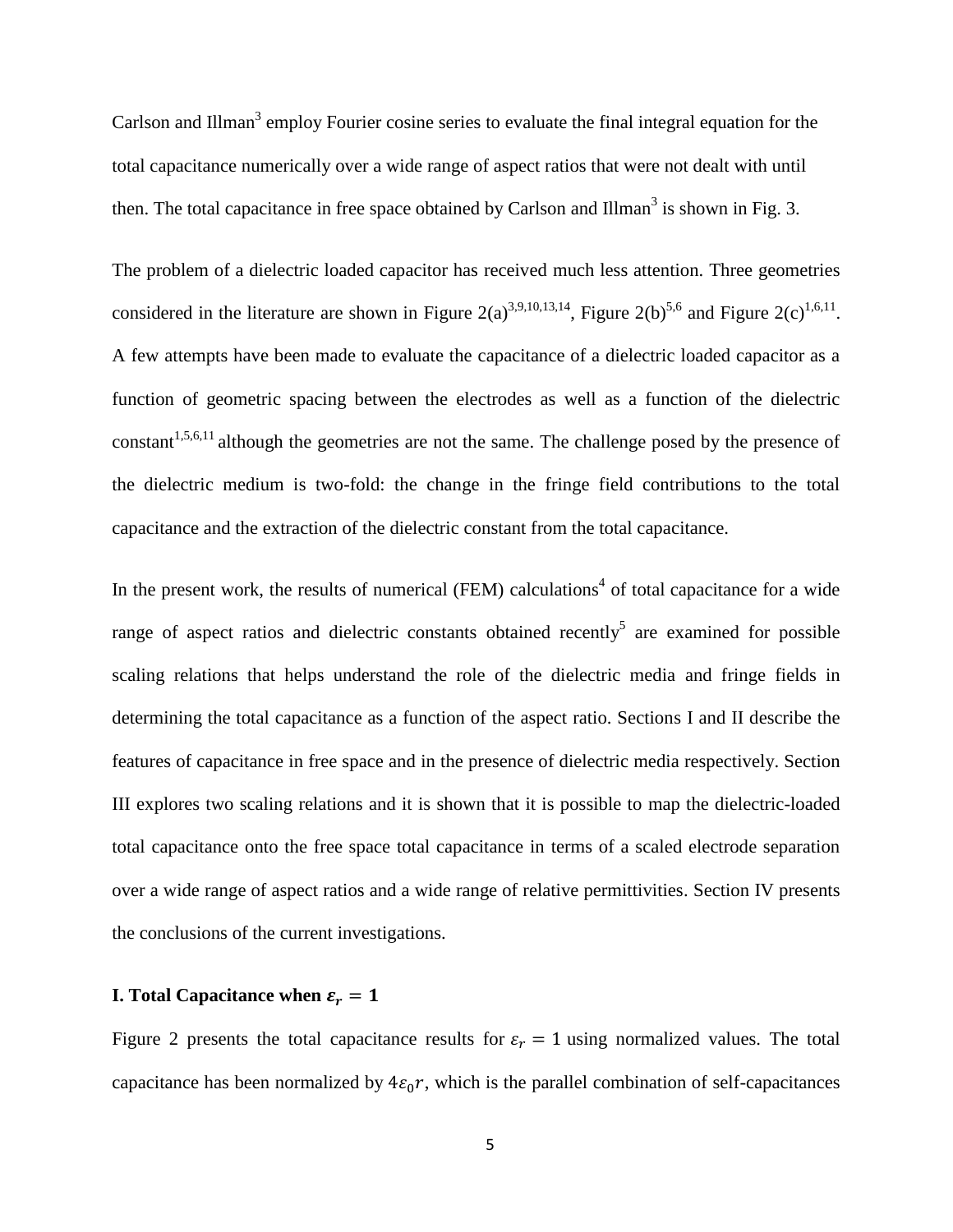Carlson and Illman[3] employ Fourier cosine series to evaluate the final integral equation for the total capacitance numerically over a wide range of aspect ratios that were not dealt with until then. The total capacitance in free space obtained by Carlson and Illman[3] is shown in Fig. 3.

The problem of a dielectric loaded capacitor has received much less attention. Three geometries considered in the literature are shown in Figure 2(a)[3,9,10,13,14], Figure 2(b)[5,6] and Figure 2(c)[1,6,11]. A few attempts have been made to evaluate the capacitance of a dielectric loaded capacitor as a function of geometric spacing between the electrodes as well as a function of the dielectric constant[1,5,6,11] although the geometries are not the same. The challenge posed by the presence of the dielectric medium is two-fold: the change in the fringe field contributions to the total capacitance and the extraction of the dielectric constant from the total capacitance.

In the present work, the results of numerical (FEM) calculations[4] of total capacitance for a wide range of aspect ratios and dielectric constants obtained recently[5] are examined for possible scaling relations that helps understand the role of the dielectric media and fringe fields in determining the total capacitance as a function of the aspect ratio. Sections I and II describe the features of capacitance in free space and in the presence of dielectric media respectively. Section III explores two scaling relations and it is shown that it is possible to map the dielectric-loaded total capacitance onto the free space total capacitance in terms of a scaled electrode separation over a wide range of aspect ratios and a wide range of relative permittivities. Section IV presents the conclusions of the current investigations.

## I. Total Capacitance when $\varepsilon_r = 1$

Figure 2 presents the total capacitance results for $\varepsilon_r = 1$ using normalized values. The total capacitance has been normalized by $4\varepsilon_0 r$, which is the parallel combination of self-capacitances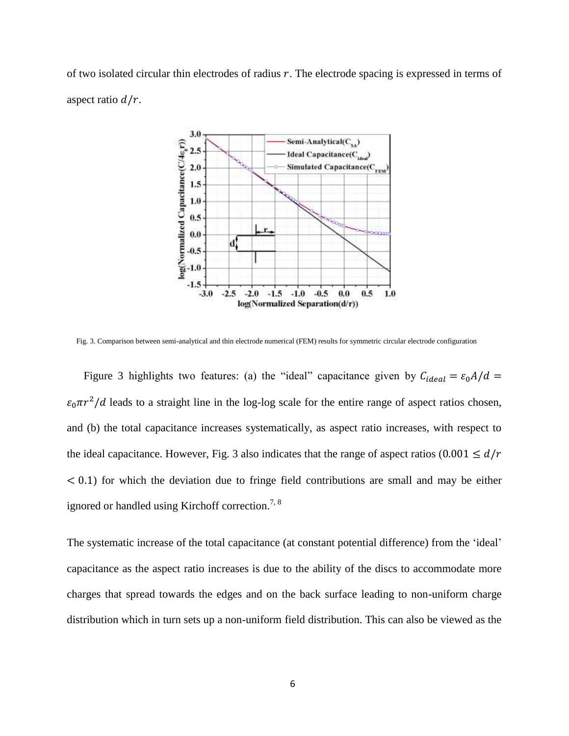of two isolated circular thin electrodes of radius $r$. The electrode spacing is expressed in terms of aspect ratio $d/r$.

Fig. 3. Comparison between semi-analytical and thin electrode numerical (FEM) results for symmetric circular electrode configuration

Figure 3 highlights two features: (a) the "ideal" capacitance given by $C_{ideal} = \varepsilon_0 A/d = \varepsilon_0 \pi r^2/d$ leads to a straight line in the log-log scale for the entire range of aspect ratios chosen, and (b) the total capacitance increases systematically, as aspect ratio increases, with respect to the ideal capacitance. However, Fig. 3 also indicates that the range of aspect ratios ($0.001 \leq d/r < 0.1$) for which the deviation due to fringe field contributions are small and may be either ignored or handled using Kirchoff correction.[7, 8]

The systematic increase of the total capacitance (at constant potential difference) from the 'ideal' capacitance as the aspect ratio increases is due to the ability of the discs to accommodate more charges that spread towards the edges and on the back surface leading to non-uniform charge distribution which in turn sets up a non-uniform field distribution. This can also be viewed as the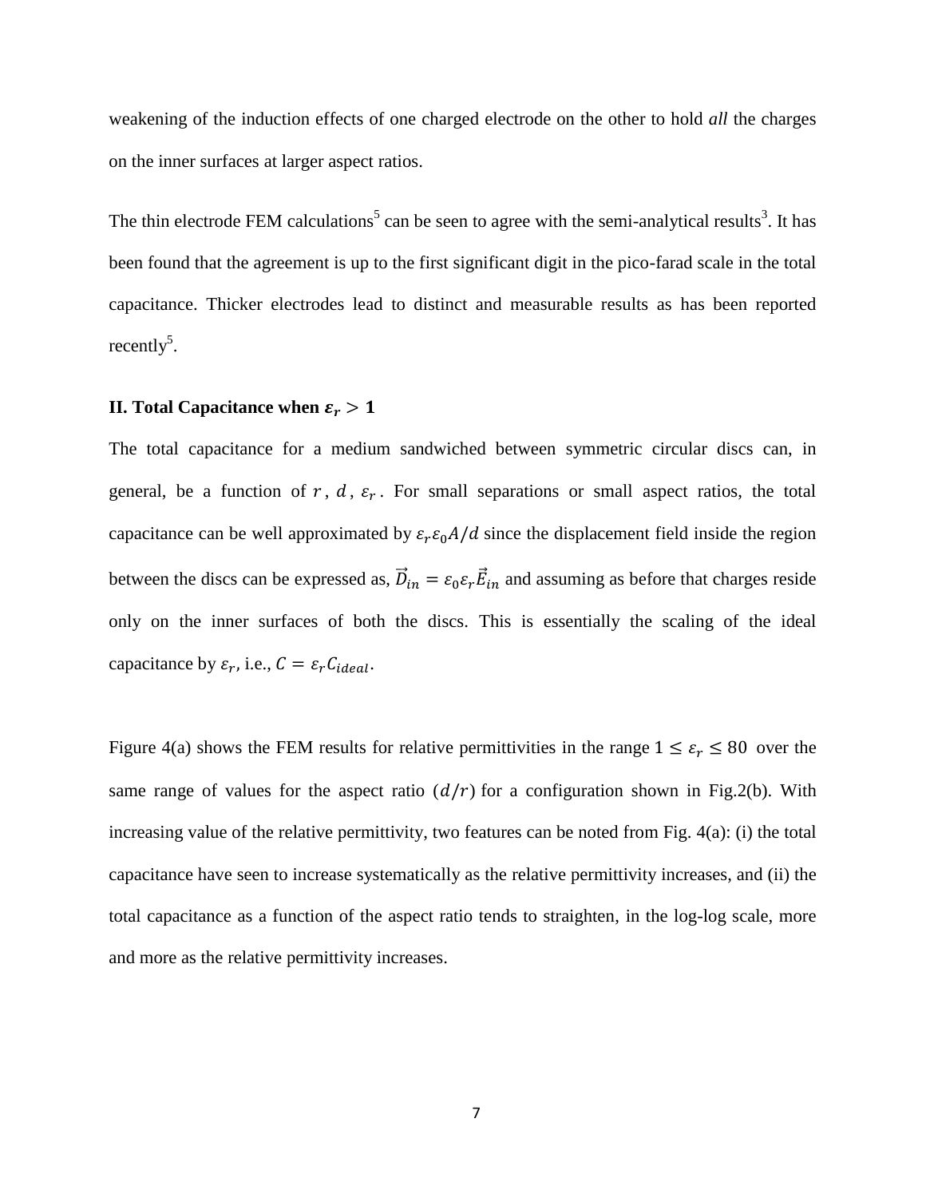weakening of the induction effects of one charged electrode on the other to hold *all* the charges on the inner surfaces at larger aspect ratios.

The thin electrode FEM calculations[5] can be seen to agree with the semi-analytical results[3]. It has been found that the agreement is up to the first significant digit in the pico-farad scale in the total capacitance. Thicker electrodes lead to distinct and measurable results as has been reported recently[5].

## II. Total Capacitance when $\varepsilon_r > 1$

The total capacitance for a medium sandwiched between symmetric circular discs can, in general, be a function of $r$, $d$, $\varepsilon_r$. For small separations or small aspect ratios, the total capacitance can be well approximated by $\varepsilon_r \varepsilon_0 A/d$ since the displacement field inside the region between the discs can be expressed as, $\vec{D}_{in} = \varepsilon_0 \varepsilon_r \vec{E}_{in}$ and assuming as before that charges reside only on the inner surfaces of both the discs. This is essentially the scaling of the ideal capacitance by $\varepsilon_r$, i.e., $C = \varepsilon_r C_{ideal}$.

Figure 4(a) shows the FEM results for relative permittivities in the range $1 \leq \varepsilon_r \leq 80$ over the same range of values for the aspect ratio $(d/r)$ for a configuration shown in Fig.2(b). With increasing value of the relative permittivity, two features can be noted from Fig. 4(a): (i) the total capacitance have seen to increase systematically as the relative permittivity increases, and (ii) the total capacitance as a function of the aspect ratio tends to straighten, in the log-log scale, more and more as the relative permittivity increases.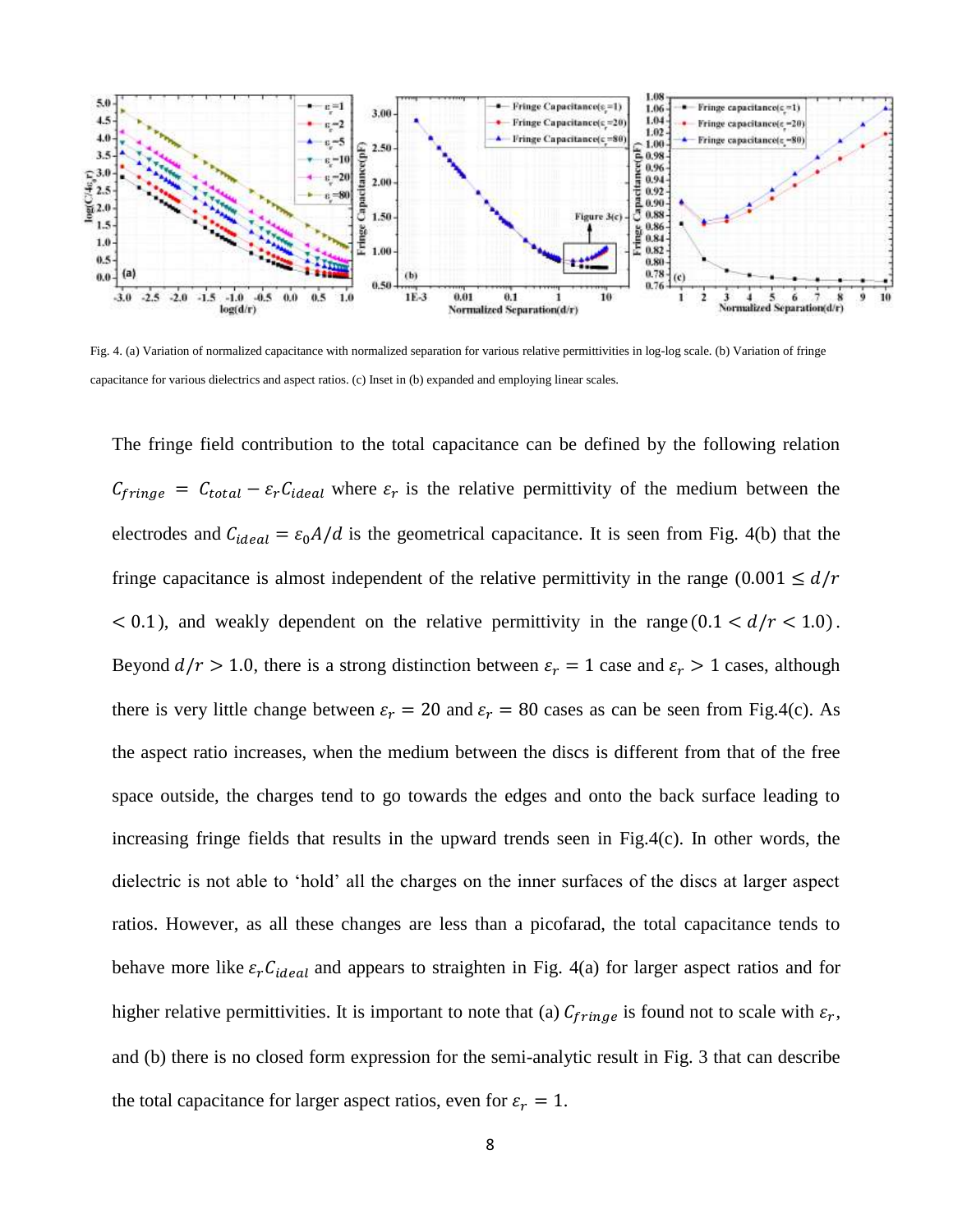Fig. 4. (a) Variation of normalized capacitance with normalized separation for various relative permittivities in log-log scale. (b) Variation of fringe capacitance for various dielectrics and aspect ratios. (c) Inset in (b) expanded and employing linear scales.

The fringe field contribution to the total capacitance can be defined by the following relation $C_{fringe} = C_{total} - \varepsilon_r C_{ideal}$ where $\varepsilon_r$ is the relative permittivity of the medium between the electrodes and $C_{ideal} = \varepsilon_0 A/d$ is the geometrical capacitance. It is seen from Fig. 4(b) that the fringe capacitance is almost independent of the relative permittivity in the range ($0.001 \leq d/r < 0.1$), and weakly dependent on the relative permittivity in the range ($0.1 < d/r < 1.0$). Beyond $d/r > 1.0$, there is a strong distinction between $\varepsilon_r = 1$ case and $\varepsilon_r > 1$ cases, although there is very little change between $\varepsilon_r = 20$ and $\varepsilon_r = 80$ cases as can be seen from Fig.4(c). As the aspect ratio increases, when the medium between the discs is different from that of the free space outside, the charges tend to go towards the edges and onto the back surface leading to increasing fringe fields that results in the upward trends seen in Fig.4(c). In other words, the dielectric is not able to 'hold' all the charges on the inner surfaces of the discs at larger aspect ratios. However, as all these changes are less than a picofarad, the total capacitance tends to behave more like $\varepsilon_r C_{ideal}$ and appears to straighten in Fig. 4(a) for larger aspect ratios and for higher relative permittivities. It is important to note that (a) $C_{fringe}$ is found not to scale with $\varepsilon_r$, and (b) there is no closed form expression for the semi-analytic result in Fig. 3 that can describe the total capacitance for larger aspect ratios, even for $\varepsilon_r = 1$.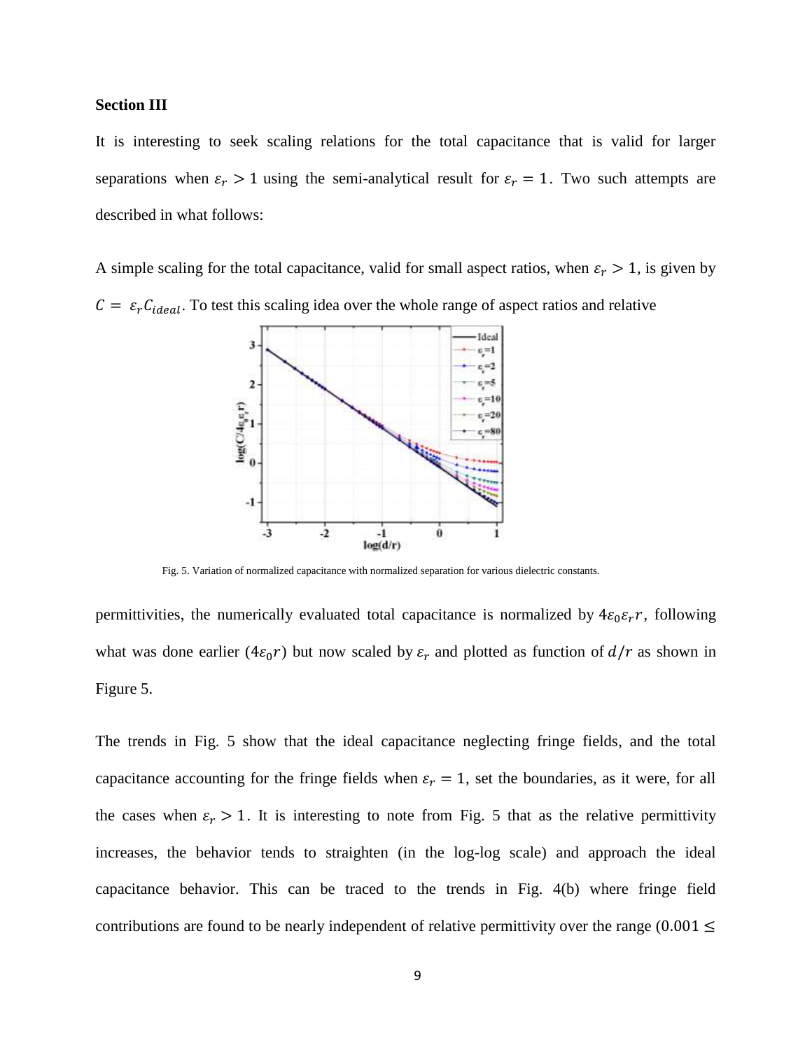**Section III**

It is interesting to seek scaling relations for the total capacitance that is valid for larger separations when $\varepsilon_r > 1$ using the semi-analytical result for $\varepsilon_r = 1$. Two such attempts are described in what follows:

A simple scaling for the total capacitance, valid for small aspect ratios, when $\varepsilon_r > 1$, is given by $C = \varepsilon_r C_{ideal}$. To test this scaling idea over the whole range of aspect ratios and relative

Fig. 5. Variation of normalized capacitance with normalized separation for various dielectric constants.

permittivities, the numerically evaluated total capacitance is normalized by $4\varepsilon_0\varepsilon_r r$, following what was done earlier ($4\varepsilon_0 r$) but now scaled by $\varepsilon_r$ and plotted as function of $d/r$ as shown in Figure 5.

The trends in Fig. 5 show that the ideal capacitance neglecting fringe fields, and the total capacitance accounting for the fringe fields when $\varepsilon_r = 1$, set the boundaries, as it were, for all the cases when $\varepsilon_r > 1$. It is interesting to note from Fig. 5 that as the relative permittivity increases, the behavior tends to straighten (in the log-log scale) and approach the ideal capacitance behavior. This can be traced to the trends in Fig. 4(b) where fringe field contributions are found to be nearly independent of relative permittivity over the range ($0.001 \leq$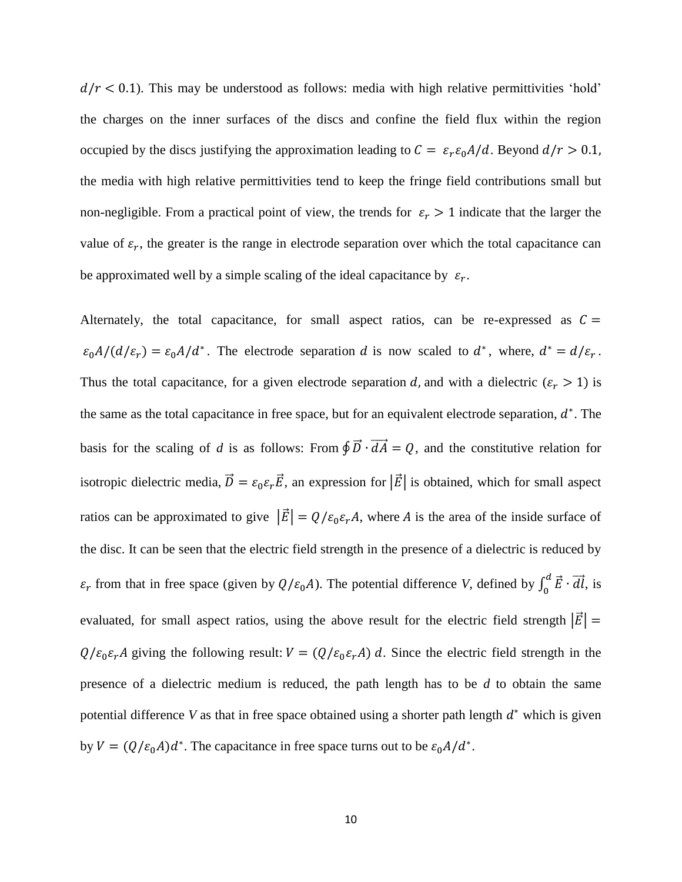$d/r < 0.1$). This may be understood as follows: media with high relative permittivities 'hold' the charges on the inner surfaces of the discs and confine the field flux within the region occupied by the discs justifying the approximation leading to $C = \varepsilon_r \varepsilon_0 A/d$. Beyond $d/r > 0.1$, the media with high relative permittivities tend to keep the fringe field contributions small but non-negligible. From a practical point of view, the trends for $\varepsilon_r > 1$ indicate that the larger the value of $\varepsilon_r$, the greater is the range in electrode separation over which the total capacitance can be approximated well by a simple scaling of the ideal capacitance by $\varepsilon_r$.

Alternately, the total capacitance, for small aspect ratios, can be re-expressed as $C = \varepsilon_0 A/(d/\varepsilon_r) = \varepsilon_0 A/d^*$. The electrode separation $d$ is now scaled to $d^*$, where, $d^* = d/\varepsilon_r$. Thus the total capacitance, for a given electrode separation $d$, and with a dielectric ($\varepsilon_r > 1$) is the same as the total capacitance in free space, but for an equivalent electrode separation, $d^*$. The basis for the scaling of $d$ is as follows: From $\oint \vec{D} \cdot \overrightarrow{dA} = Q$, and the constitutive relation for isotropic dielectric media, $\vec{D} = \varepsilon_0 \varepsilon_r \vec{E}$, an expression for $|\vec{E}|$ is obtained, which for small aspect ratios can be approximated to give $|\vec{E}| = Q/\varepsilon_0 \varepsilon_r A$, where $A$ is the area of the inside surface of the disc. It can be seen that the electric field strength in the presence of a dielectric is reduced by $\varepsilon_r$ from that in free space (given by $Q/\varepsilon_0 A$). The potential difference $V$, defined by $\int_0^d \vec{E} \cdot \overrightarrow{dl}$, is evaluated, for small aspect ratios, using the above result for the electric field strength $|\vec{E}| = Q/\varepsilon_0 \varepsilon_r A$ giving the following result: $V = (Q/\varepsilon_0 \varepsilon_r A)\, d$. Since the electric field strength in the presence of a dielectric medium is reduced, the path length has to be $d$ to obtain the same potential difference $V$ as that in free space obtained using a shorter path length $d^*$ which is given by $V = (Q/\varepsilon_0 A) d^*$. The capacitance in free space turns out to be $\varepsilon_0 A/d^*$.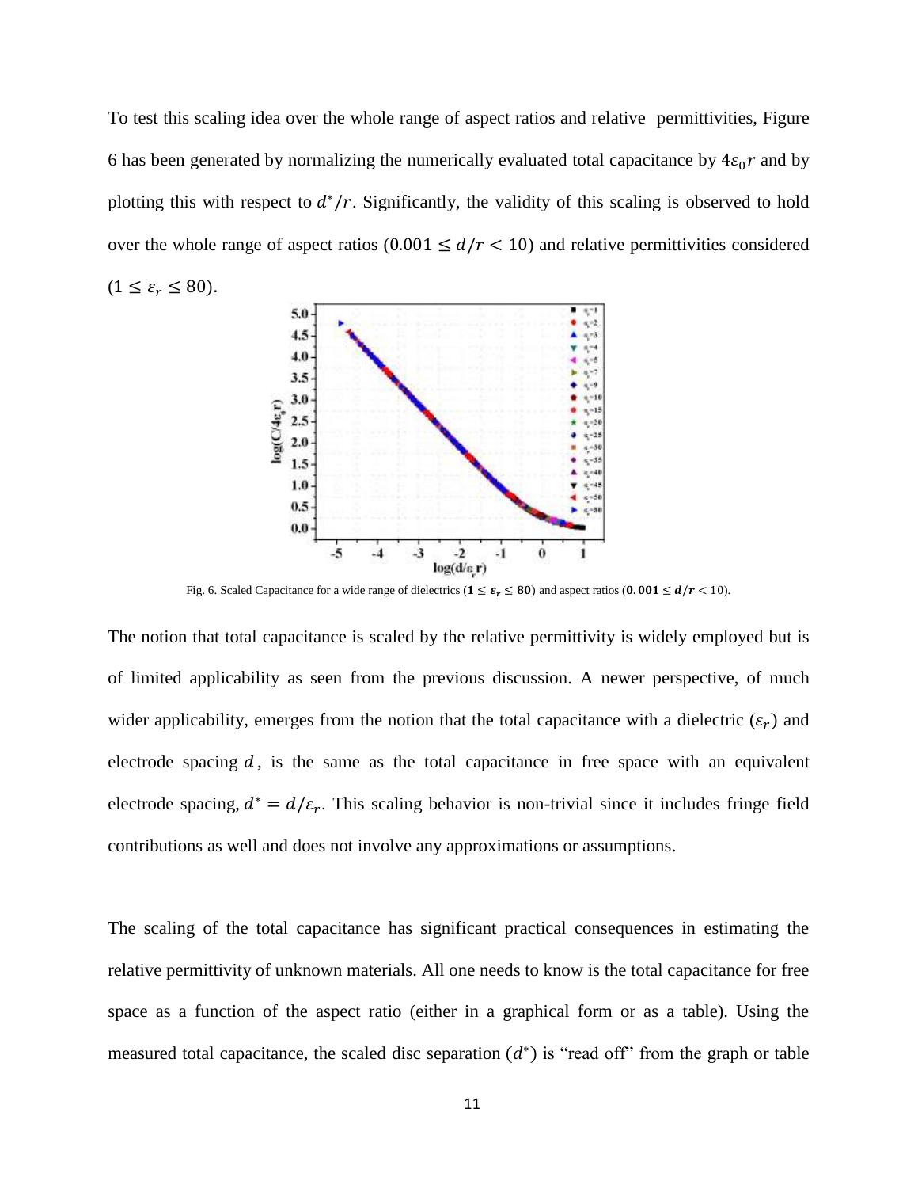To test this scaling idea over the whole range of aspect ratios and relative permittivities, Figure 6 has been generated by normalizing the numerically evaluated total capacitance by $4\varepsilon_0 r$ and by plotting this with respect to $d^*/r$. Significantly, the validity of this scaling is observed to hold over the whole range of aspect ratios ($0.001 \leq d/r < 10$) and relative permittivities considered ($1 \leq \varepsilon_r \leq 80$).

Fig. 6. Scaled Capacitance for a wide range of dielectrics ($\mathbf{1 \leq \varepsilon_r \leq 80}$) and aspect ratios ($\mathbf{0.001 \leq d/r} < 10$).

The notion that total capacitance is scaled by the relative permittivity is widely employed but is of limited applicability as seen from the previous discussion. A newer perspective, of much wider applicability, emerges from the notion that the total capacitance with a dielectric ($\varepsilon_r$) and electrode spacing $d$, is the same as the total capacitance in free space with an equivalent electrode spacing, $d^* = d/\varepsilon_r$. This scaling behavior is non-trivial since it includes fringe field contributions as well and does not involve any approximations or assumptions.

The scaling of the total capacitance has significant practical consequences in estimating the relative permittivity of unknown materials. All one needs to know is the total capacitance for free space as a function of the aspect ratio (either in a graphical form or as a table). Using the measured total capacitance, the scaled disc separation ($d^*$) is "read off" from the graph or table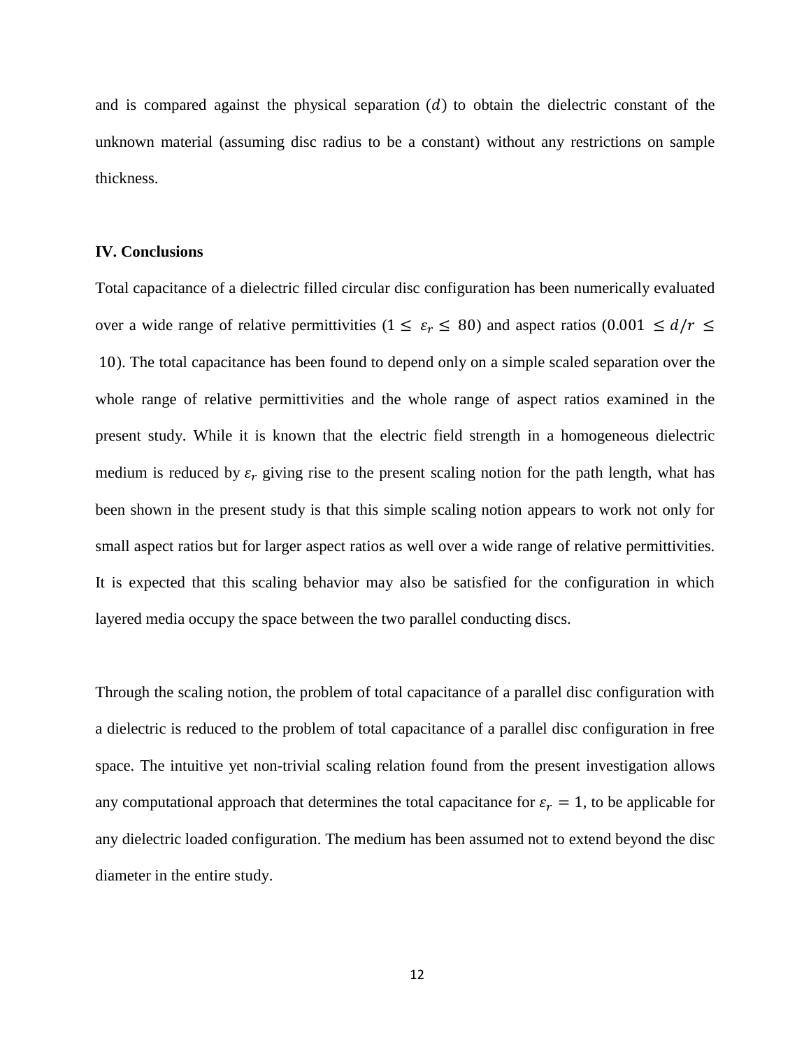and is compared against the physical separation ($d$) to obtain the dielectric constant of the unknown material (assuming disc radius to be a constant) without any restrictions on sample thickness.

**IV. Conclusions**

Total capacitance of a dielectric filled circular disc configuration has been numerically evaluated over a wide range of relative permittivities ($1 \leq \varepsilon_r \leq 80$) and aspect ratios ($0.001 \leq d/r \leq 10$). The total capacitance has been found to depend only on a simple scaled separation over the whole range of relative permittivities and the whole range of aspect ratios examined in the present study. While it is known that the electric field strength in a homogeneous dielectric medium is reduced by $\varepsilon_r$ giving rise to the present scaling notion for the path length, what has been shown in the present study is that this simple scaling notion appears to work not only for small aspect ratios but for larger aspect ratios as well over a wide range of relative permittivities. It is expected that this scaling behavior may also be satisfied for the configuration in which layered media occupy the space between the two parallel conducting discs.

Through the scaling notion, the problem of total capacitance of a parallel disc configuration with a dielectric is reduced to the problem of total capacitance of a parallel disc configuration in free space. The intuitive yet non-trivial scaling relation found from the present investigation allows any computational approach that determines the total capacitance for $\varepsilon_r = 1$, to be applicable for any dielectric loaded configuration. The medium has been assumed not to extend beyond the disc diameter in the entire study.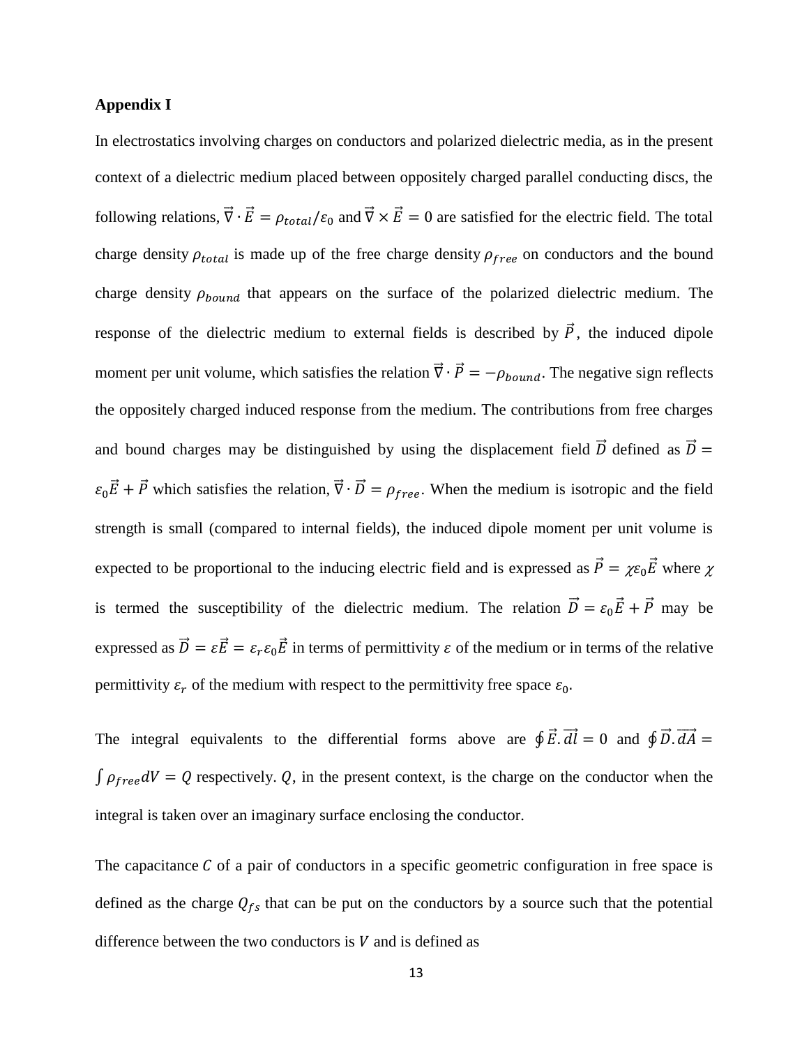**Appendix I**

In electrostatics involving charges on conductors and polarized dielectric media, as in the present context of a dielectric medium placed between oppositely charged parallel conducting discs, the following relations, $\vec{\nabla} \cdot \vec{E} = \rho_{total}/\varepsilon_0$ and $\vec{\nabla} \times \vec{E} = 0$ are satisfied for the electric field. The total charge density $\rho_{total}$ is made up of the free charge density $\rho_{free}$ on conductors and the bound charge density $\rho_{bound}$ that appears on the surface of the polarized dielectric medium. The response of the dielectric medium to external fields is described by $\vec{P}$, the induced dipole moment per unit volume, which satisfies the relation $\vec{\nabla} \cdot \vec{P} = -\rho_{bound}$. The negative sign reflects the oppositely charged induced response from the medium. The contributions from free charges and bound charges may be distinguished by using the displacement field $\vec{D}$ defined as $\vec{D} = \varepsilon_0 \vec{E} + \vec{P}$ which satisfies the relation, $\vec{\nabla} \cdot \vec{D} = \rho_{free}$. When the medium is isotropic and the field strength is small (compared to internal fields), the induced dipole moment per unit volume is expected to be proportional to the inducing electric field and is expressed as $\vec{P} = \chi \varepsilon_0 \vec{E}$ where $\chi$ is termed the susceptibility of the dielectric medium. The relation $\vec{D} = \varepsilon_0 \vec{E} + \vec{P}$ may be expressed as $\vec{D} = \varepsilon \vec{E} = \varepsilon_r \varepsilon_0 \vec{E}$ in terms of permittivity $\varepsilon$ of the medium or in terms of the relative permittivity $\varepsilon_r$ of the medium with respect to the permittivity free space $\varepsilon_0$.

The integral equivalents to the differential forms above are $\oint \vec{E} . \vec{dl} = 0$ and $\oint \vec{D} . \vec{dA} = \int \rho_{free} dV = Q$ respectively. $Q$, in the present context, is the charge on the conductor when the integral is taken over an imaginary surface enclosing the conductor.

The capacitance $C$ of a pair of conductors in a specific geometric configuration in free space is defined as the charge $Q_{fs}$ that can be put on the conductors by a source such that the potential difference between the two conductors is $V$ and is defined as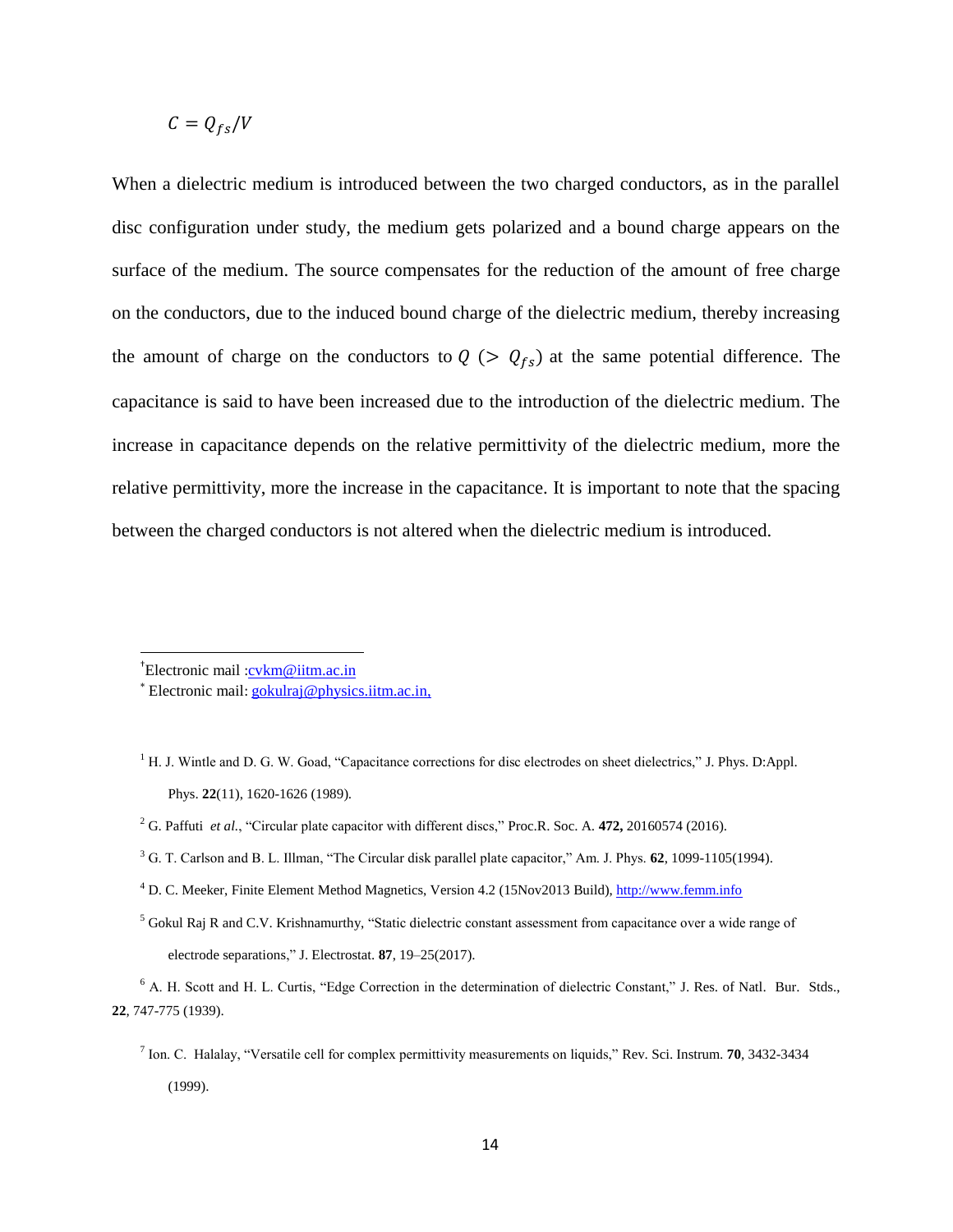$$C = Q_{fs}/V$$

When a dielectric medium is introduced between the two charged conductors, as in the parallel disc configuration under study, the medium gets polarized and a bound charge appears on the surface of the medium. The source compensates for the reduction of the amount of free charge on the conductors, due to the induced bound charge of the dielectric medium, thereby increasing the amount of charge on the conductors to $Q$ ($> Q_{fs}$) at the same potential difference. The capacitance is said to have been increased due to the introduction of the dielectric medium. The increase in capacitance depends on the relative permittivity of the dielectric medium, more the relative permittivity, more the increase in the capacitance. It is important to note that the spacing between the charged conductors is not altered when the dielectric medium is introduced.

---

[†]Electronic mail :cvkm@iitm.ac.in

[*] Electronic mail: gokulraj@physics.iitm.ac.in,

[1] H. J. Wintle and D. G. W. Goad, "Capacitance corrections for disc electrodes on sheet dielectrics," J. Phys. D:Appl. Phys. **22**(11), 1620-1626 (1989).

[2] G. Paffuti *et al.*, "Circular plate capacitor with different discs," Proc.R. Soc. A. **472,** 20160574 (2016).

[3] G. T. Carlson and B. L. Illman, "The Circular disk parallel plate capacitor," Am. J. Phys. **62**, 1099-1105(1994).

[4] D. C. Meeker, Finite Element Method Magnetics, Version 4.2 (15Nov2013 Build), http://www.femm.info

[5] Gokul Raj R and C.V. Krishnamurthy, "Static dielectric constant assessment from capacitance over a wide range of electrode separations," J. Electrostat. **87**, 19–25(2017).

[6] A. H. Scott and H. L. Curtis, "Edge Correction in the determination of dielectric Constant," J. Res. of Natl. Bur. Stds., **22**, 747-775 (1939).

[7] Ion. C. Halalay, "Versatile cell for complex permittivity measurements on liquids," Rev. Sci. Instrum. **70**, 3432-3434 (1999).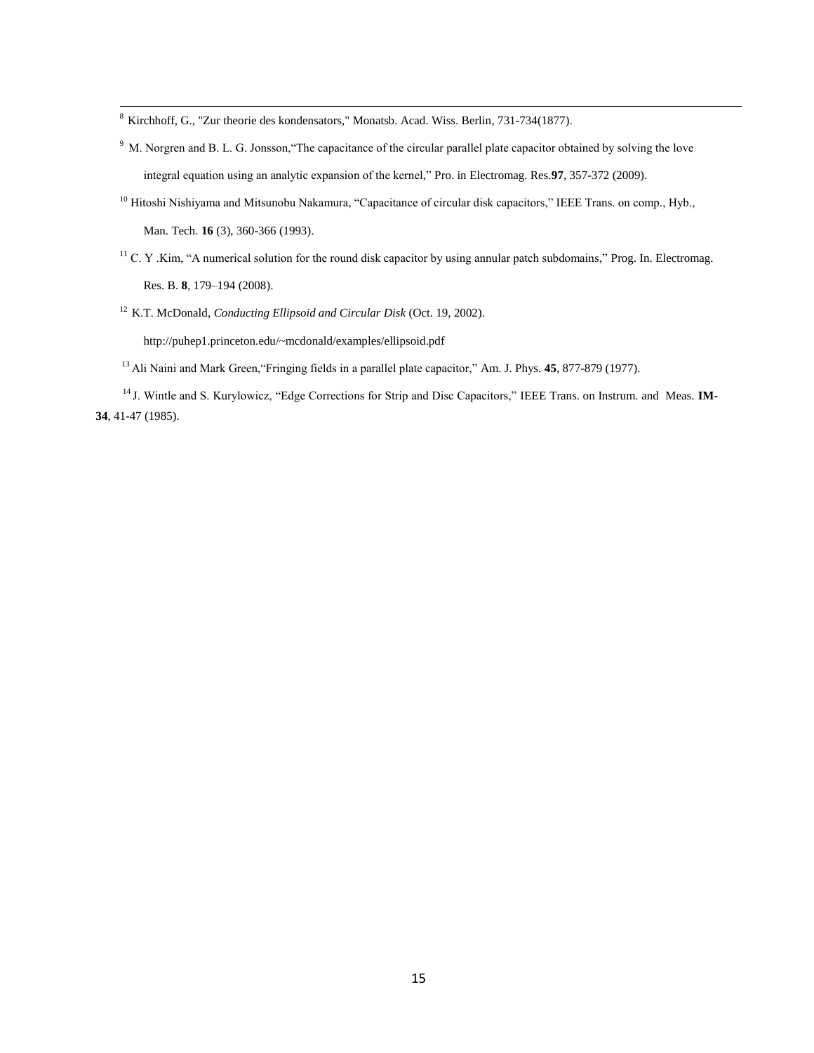[8] Kirchhoff, G., "Zur theorie des kondensators," Monatsb. Acad. Wiss. Berlin, 731-734(1877).

[9] M. Norgren and B. L. G. Jonsson,"The capacitance of the circular parallel plate capacitor obtained by solving the love integral equation using an analytic expansion of the kernel," Pro. in Electromag. Res.**97**, 357-372 (2009).

[10] Hitoshi Nishiyama and Mitsunobu Nakamura, "Capacitance of circular disk capacitors," IEEE Trans. on comp., Hyb., Man. Tech. **16** (3), 360-366 (1993).

[11] C. Y .Kim, "A numerical solution for the round disk capacitor by using annular patch subdomains," Prog. In. Electromag. Res. B. **8**, 179–194 (2008).

[12] K.T. McDonald, *Conducting Ellipsoid and Circular Disk* (Oct. 19, 2002). http://puhep1.princeton.edu/~mcdonald/examples/ellipsoid.pdf

[13] Ali Naini and Mark Green,"Fringing fields in a parallel plate capacitor," Am. J. Phys. **45**, 877-879 (1977).

[14] J. Wintle and S. Kurylowicz, "Edge Corrections for Strip and Disc Capacitors," IEEE Trans. on Instrum. and Meas. **IM-34**, 41-47 (1985).